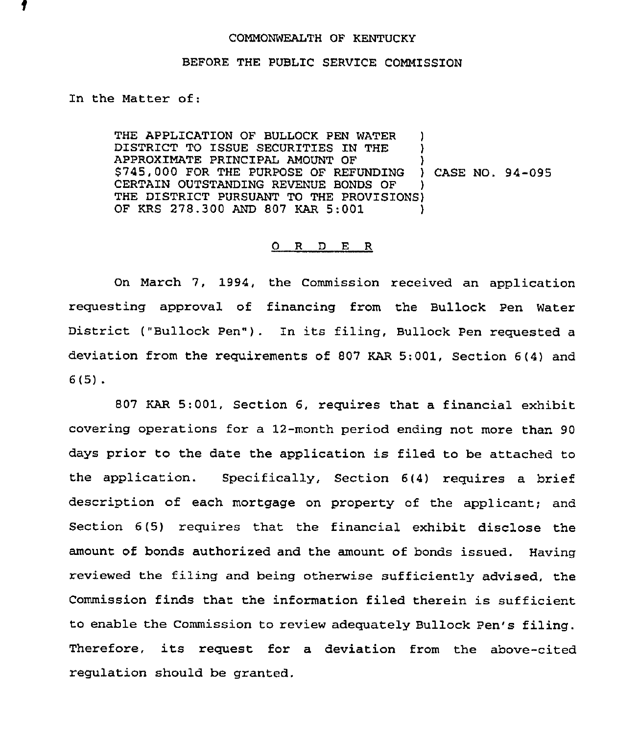COMMONWEALTH OF KENTUCKY

BEFORE THE PUBLIC SERVICE COMMISSION

In the Matter of:

| | |
|---|---|
| THE APPLICATION OF BULLOCK PEN WATER DISTRICT TO ISSUE SECURITIES IN THE APPROXIMATE PRINCIPAL AMOUNT OF $745,000 FOR THE PURPOSE OF REFUNDING CERTAIN OUTSTANDING REVENUE BONDS OF THE DISTRICT PURSUANT TO THE PROVISIONS OF KRS 278.300 AND 807 KAR 5:001 | CASE NO. 94-095 |

O R D E R

On March 7, 1994, the Commission received an application requesting approval of financing from the Bullock Pen Water District ("Bullock Pen"). In its filing, Bullock Pen requested a deviation from the requirements of 807 KAR 5:001, Section 6(4) and 6(5).

807 KAR 5:001, Section 6, requires that a financial exhibit covering operations for a 12-month period ending not more than 90 days prior to the date the application is filed to be attached to the application. Specifically, Section 6(4) requires a brief description of each mortgage on property of the applicant; and Section 6(5) requires that the financial exhibit disclose the amount of bonds authorized and the amount of bonds issued. Having reviewed the filing and being otherwise sufficiently advised, the Commission finds that the information filed therein is sufficient to enable the Commission to review adequately Bullock Pen's filing. Therefore, its request for a deviation from the above-cited regulation should be granted.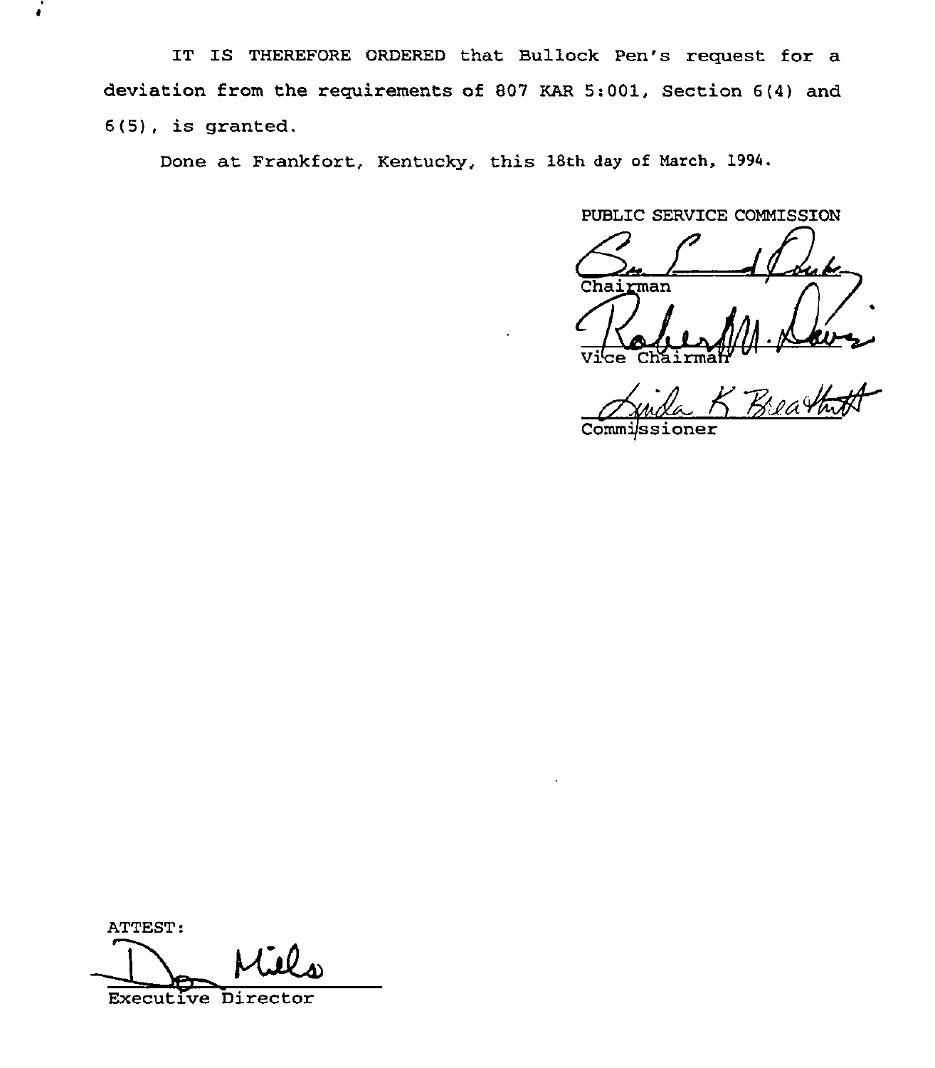IT IS THEREFORE ORDERED that Bullock Pen's request for a deviation from the requirements of 807 KAR 5:001, Section 6(4) and 6(5), is granted.

Done at Frankfort, Kentucky, this 18th day of March, 1994.

PUBLIC SERVICE COMMISSION

Chairman

Vice Chairman

Commissioner

ATTEST:

Executive Director